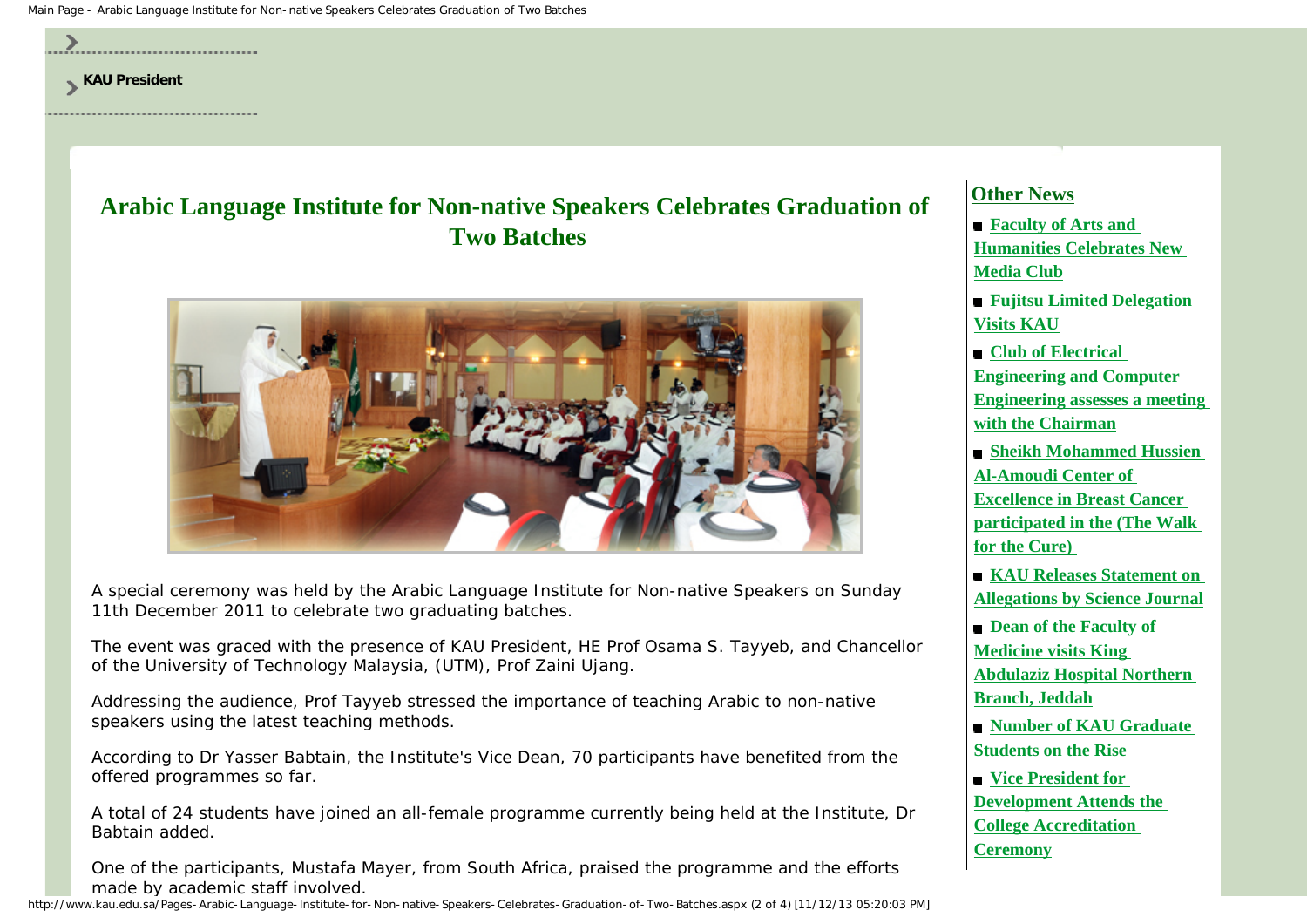**KAU President**

# Arabic Language Institute for Non-native Speakers Celebrates Graduation of Two Batches

A special ceremony was held by the Arabic Language Institute for Non-native Speakers on Sunday 11th December 2011 to celebrate two graduating batches.

The event was graced with the presence of KAU President, HE Prof Osama S. Tayyeb, and Chancellor of the University of Technology Malaysia, (UTM), Prof Zaini Ujang.

Addressing the audience, Prof Tayyeb stressed the importance of teaching Arabic to non-native speakers using the latest teaching methods.

According to Dr Yasser Babtain, the Institute's Vice Dean, 70 participants have benefited from the offered programmes so far.

A total of 24 students have joined an all-female programme currently being held at the Institute, Dr Babtain added.

One of the participants, Mustafa Mayer, from South Africa, praised the programme and the efforts made by academic staff involved.

## Other News

- **Faculty of Arts and Humanities Celebrates New Media Club**
- **Fujitsu Limited Delegation Visits KAU**
- **Club of Electrical Engineering and Computer Engineering assesses a meeting with the Chairman**
- **Sheikh Mohammed Hussien Al-Amoudi Center of Excellence in Breast Cancer participated in the (The Walk for the Cure)**
- **KAU Releases Statement on Allegations by Science Journal**
- **Dean of the Faculty of Medicine visits King Abdulaziz Hospital Northern Branch, Jeddah**
- **Number of KAU Graduate Students on the Rise**
- **Vice President for Development Attends the College Accreditation Ceremony**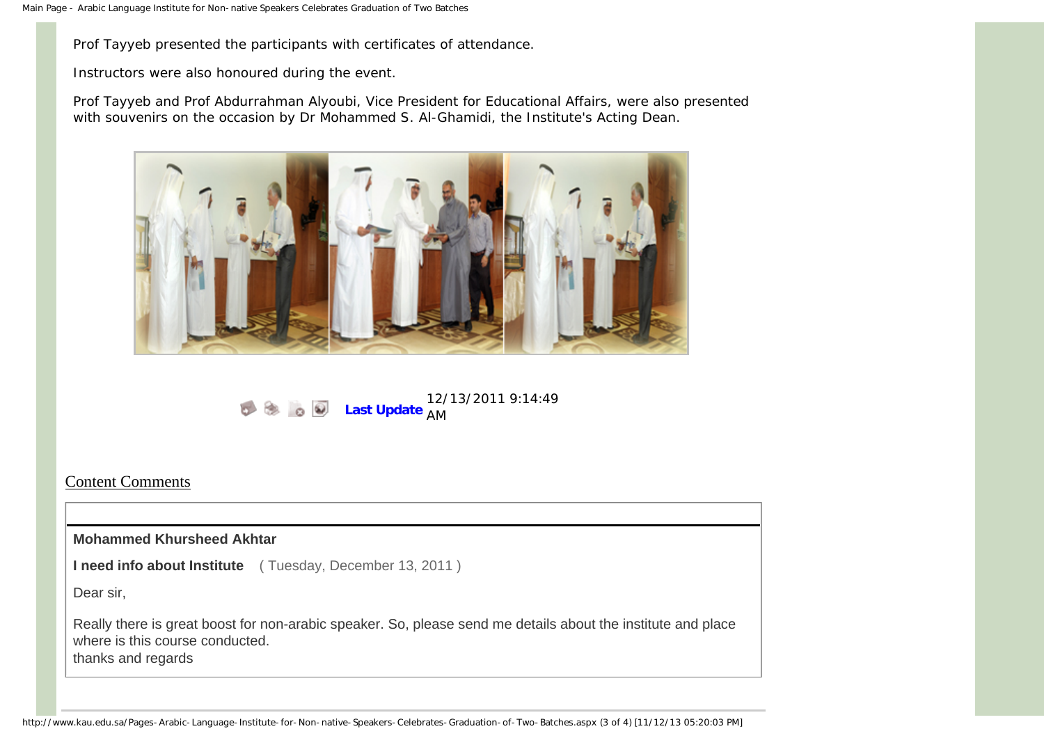Prof Tayyeb presented the participants with certificates of attendance.

Instructors were also honoured during the event.

Prof Tayyeb and Prof Abdurrahman Alyoubi, Vice President for Educational Affairs, were also presented with souvenirs on the occasion by Dr Mohammed S. Al-Ghamidi, the Institute's Acting Dean.

**Last Update** 12/13/2011 9:14:49 AM

Content Comments

**Mohammed Khursheed Akhtar**

**I need info about Institute** ( Tuesday, December 13, 2011 )

Dear sir,

Really there is great boost for non-arabic speaker. So, please send me details about the institute and place where is this course conducted.
thanks and regards